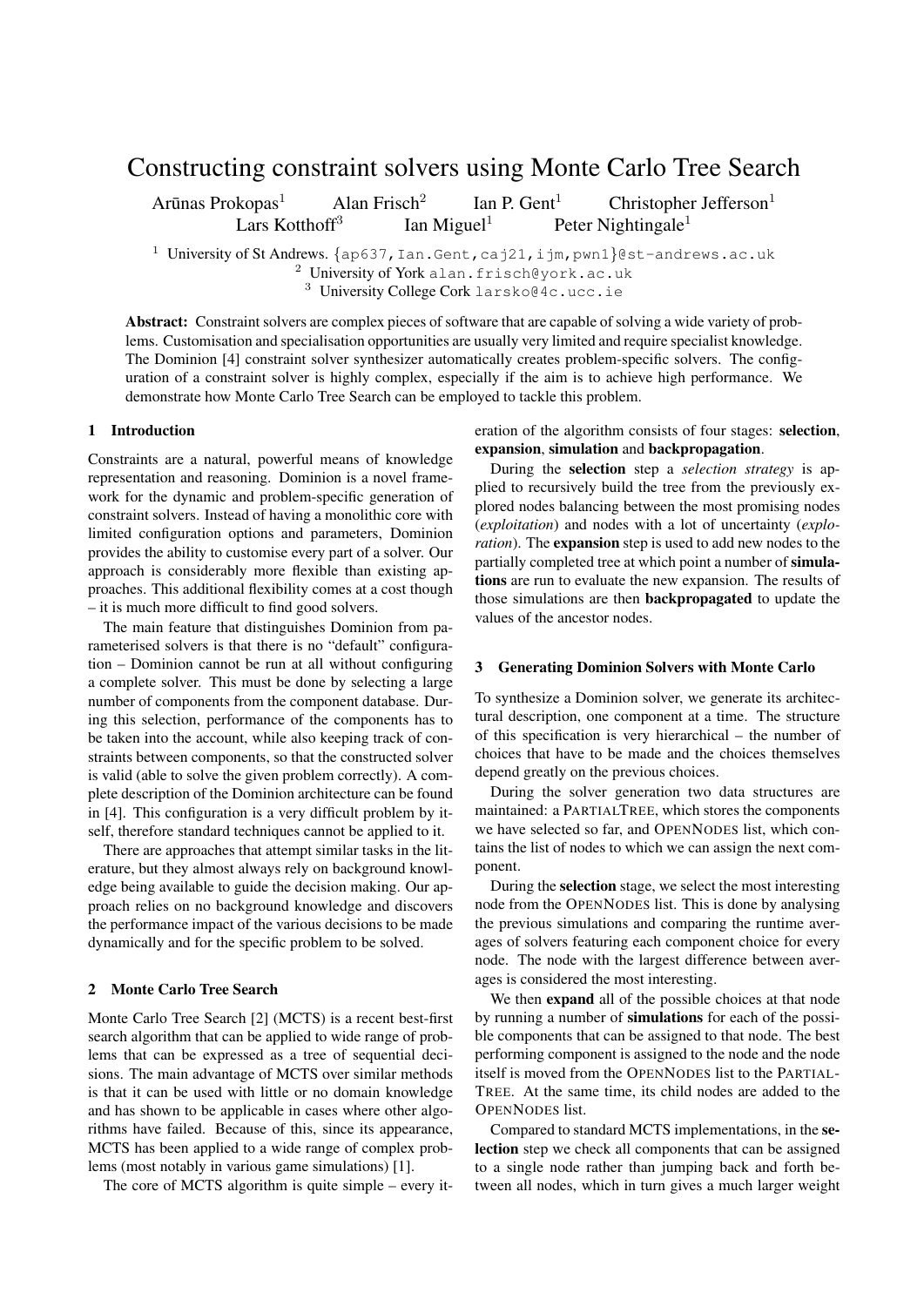# Constructing constraint solvers using Monte Carlo Tree Search

Arūnas Prokopas[1] Alan Frisch[2] Ian P. Gent[1] Christopher Jefferson[1] Lars Kotthoff[3] Ian Miguel[1] Peter Nightingale[1]

[1] University of St Andrews. {ap637,Ian.Gent,caj21,ijm,pwn1}@st-andrews.ac.uk
[2] University of York alan.frisch@york.ac.uk
[3] University College Cork larsko@4c.ucc.ie

**Abstract:** Constraint solvers are complex pieces of software that are capable of solving a wide variety of problems. Customisation and specialisation opportunities are usually very limited and require specialist knowledge. The Dominion [4] constraint solver synthesizer automatically creates problem-specific solvers. The configuration of a constraint solver is highly complex, especially if the aim is to achieve high performance. We demonstrate how Monte Carlo Tree Search can be employed to tackle this problem.

## 1 Introduction

Constraints are a natural, powerful means of knowledge representation and reasoning. Dominion is a novel framework for the dynamic and problem-specific generation of constraint solvers. Instead of having a monolithic core with limited configuration options and parameters, Dominion provides the ability to customise every part of a solver. Our approach is considerably more flexible than existing approaches. This additional flexibility comes at a cost though – it is much more difficult to find good solvers.

The main feature that distinguishes Dominion from parameterised solvers is that there is no "default" configuration – Dominion cannot be run at all without configuring a complete solver. This must be done by selecting a large number of components from the component database. During this selection, performance of the components has to be taken into the account, while also keeping track of constraints between components, so that the constructed solver is valid (able to solve the given problem correctly). A complete description of the Dominion architecture can be found in [4]. This configuration is a very difficult problem by itself, therefore standard techniques cannot be applied to it.

There are approaches that attempt similar tasks in the literature, but they almost always rely on background knowledge being available to guide the decision making. Our approach relies on no background knowledge and discovers the performance impact of the various decisions to be made dynamically and for the specific problem to be solved.

## 2 Monte Carlo Tree Search

Monte Carlo Tree Search [2] (MCTS) is a recent best-first search algorithm that can be applied to wide range of problems that can be expressed as a tree of sequential decisions. The main advantage of MCTS over similar methods is that it can be used with little or no domain knowledge and has shown to be applicable in cases where other algorithms have failed. Because of this, since its appearance, MCTS has been applied to a wide range of complex problems (most notably in various game simulations) [1].

The core of MCTS algorithm is quite simple – every iteration of the algorithm consists of four stages: **selection**, **expansion**, **simulation** and **backpropagation**.

During the **selection** step a *selection strategy* is applied to recursively build the tree from the previously explored nodes balancing between the most promising nodes (*exploitation*) and nodes with a lot of uncertainty (*exploration*). The **expansion** step is used to add new nodes to the partially completed tree at which point a number of **simulations** are run to evaluate the new expansion. The results of those simulations are then **backpropagated** to update the values of the ancestor nodes.

## 3 Generating Dominion Solvers with Monte Carlo

To synthesize a Dominion solver, we generate its architectural description, one component at a time. The structure of this specification is very hierarchical – the number of choices that have to be made and the choices themselves depend greatly on the previous choices.

During the solver generation two data structures are maintained: a PartialTree, which stores the components we have selected so far, and OpenNodes list, which contains the list of nodes to which we can assign the next component.

During the **selection** stage, we select the most interesting node from the OpenNodes list. This is done by analysing the previous simulations and comparing the runtime averages of solvers featuring each component choice for every node. The node with the largest difference between averages is considered the most interesting.

We then **expand** all of the possible choices at that node by running a number of **simulations** for each of the possible components that can be assigned to that node. The best performing component is assigned to the node and the node itself is moved from the OpenNodes list to the PartialTree. At the same time, its child nodes are added to the OpenNodes list.

Compared to standard MCTS implementations, in the **selection** step we check all components that can be assigned to a single node rather than jumping back and forth between all nodes, which in turn gives a much larger weight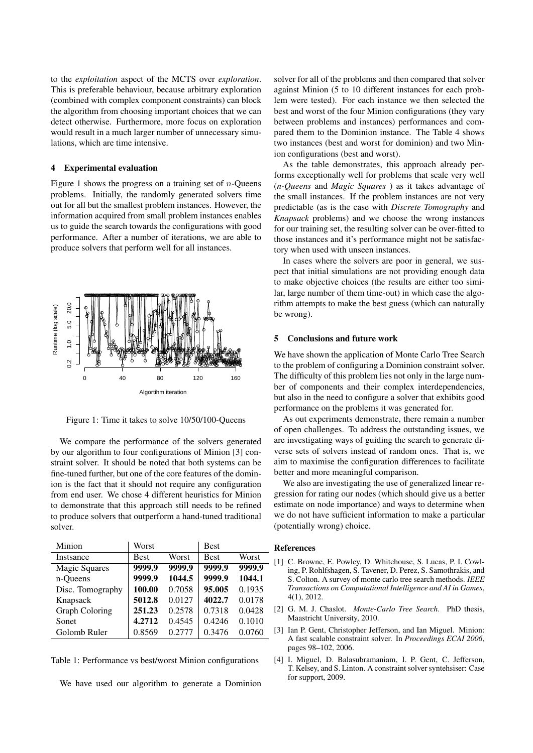to the *exploitation* aspect of the MCTS over *exploration*. This is preferable behaviour, because arbitrary exploration (combined with complex component constraints) can block the algorithm from choosing important choices that we can detect otherwise. Furthermore, more focus on exploration would result in a much larger number of unnecessary simulations, which are time intensive.

## 4 Experimental evaluation

Figure 1 shows the progress on a training set of $n$-Queens problems. Initially, the randomly generated solvers time out for all but the smallest problem instances. However, the information acquired from small problem instances enables us to guide the search towards the configurations with good performance. After a number of iterations, we are able to produce solvers that perform well for all instances.

Runtime (log scale)
20.0
5.0
1.0
0.2
0
40
80
120
160
Algortihm iteration

Figure 1: Time it takes to solve 10/50/100-Queens

We compare the performance of the solvers generated by our algorithm to four configurations of Minion [3] constraint solver. It should be noted that both systems can be fine-tuned further, but one of the core features of the dominion is the fact that it should not require any configuration from end user. We chose 4 different heuristics for Minion to demonstrate that this approach still needs to be refined to produce solvers that outperform a hand-tuned traditional solver.

| Minion | Worst | | Best | |
|---|---|---|---|---|
| Instsance | Best | Worst | Best | Worst |
| Magic Squares | **9999.9** | **9999.9** | **9999.9** | **9999.9** |
| n-Queens | **9999.9** | **1044.5** | **9999.9** | **1044.1** |
| Disc. Tomography | **100.00** | 0.7058 | **95.005** | 0.1935 |
| Knapsack | **5012.8** | 0.0127 | **4022.7** | 0.0178 |
| Graph Coloring | **251.23** | 0.2578 | 0.7318 | 0.0428 |
| Sonet | **4.2712** | 0.4545 | 0.4246 | 0.1010 |
| Golomb Ruler | 0.8569 | 0.2777 | 0.3476 | 0.0760 |

Table 1: Performance vs best/worst Minion configurations

We have used our algorithm to generate a Dominion solver for all of the problems and then compared that solver against Minion (5 to 10 different instances for each problem were tested). For each instance we then selected the best and worst of the four Minion configurations (they vary between problems and instances) performances and compared them to the Dominion instance. The Table 4 shows two instances (best and worst for dominion) and two Minion configurations (best and worst).

As the table demonstrates, this approach already performs exceptionally well for problems that scale very well (*n-Queens* and *Magic Squares* ) as it takes advantage of the small instances. If the problem instances are not very predictable (as is the case with *Discrete Tomography* and *Knapsack* problems) and we choose the wrong instances for our training set, the resulting solver can be over-fitted to those instances and it's performance might not be satisfactory when used with unseen instances.

In cases where the solvers are poor in general, we suspect that initial simulations are not providing enough data to make objective choices (the results are either too similar, large number of them time-out) in which case the algorithm attempts to make the best guess (which can naturally be wrong).

## 5 Conclusions and future work

We have shown the application of Monte Carlo Tree Search to the problem of configuring a Dominion constraint solver. The difficulty of this problem lies not only in the large number of components and their complex interdependencies, but also in the need to configure a solver that exhibits good performance on the problems it was generated for.

As out experiments demonstrate, there remain a number of open challenges. To address the outstanding issues, we are investigating ways of guiding the search to generate diverse sets of solvers instead of random ones. That is, we aim to maximise the configuration differences to facilitate better and more meaningful comparison.

We also are investigating the use of generalized linear regression for rating our nodes (which should give us a better estimate on node importance) and ways to determine when we do not have sufficient information to make a particular (potentially wrong) choice.

## References

[1] C. Browne, E. Powley, D. Whitehouse, S. Lucas, P. I. Cowling, P. Rohlfshagen, S. Tavener, D. Perez, S. Samothrakis, and S. Colton. A survey of monte carlo tree search methods. *IEEE Transactions on Computational Intelligence and AI in Games*, 4(1), 2012.

[2] G. M. J. Chaslot. *Monte-Carlo Tree Search*. PhD thesis, Maastricht University, 2010.

[3] Ian P. Gent, Christopher Jefferson, and Ian Miguel. Minion: A fast scalable constraint solver. In *Proceedings ECAI 2006*, pages 98–102, 2006.

[4] I. Miguel, D. Balasubramaniam, I. P. Gent, C. Jefferson, T. Kelsey, and S. Linton. A constraint solver syntehsiser: Case for support, 2009.